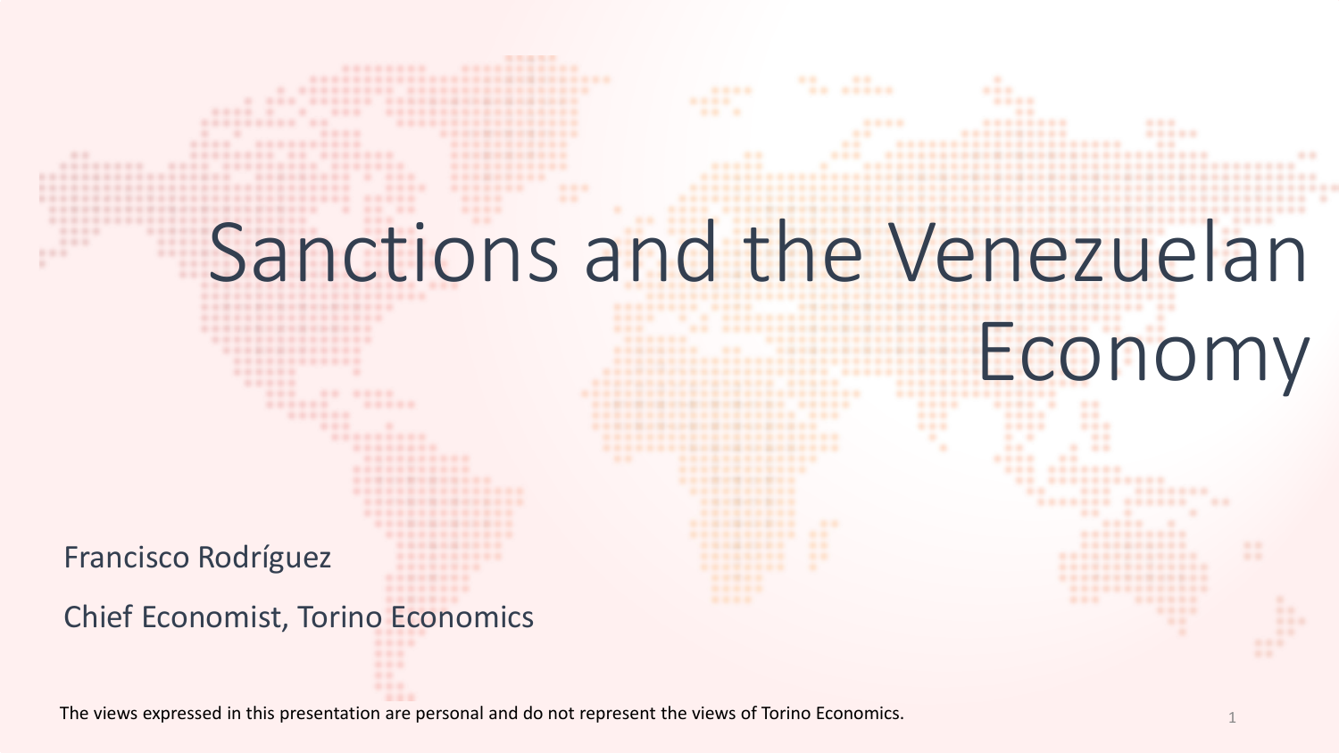# Sanctions and the Venezuelan Economy

Francisco Rodríguez

Chief Economist, Torino Economics

The views expressed in this presentation are personal and do not represent the views of Torino Economics.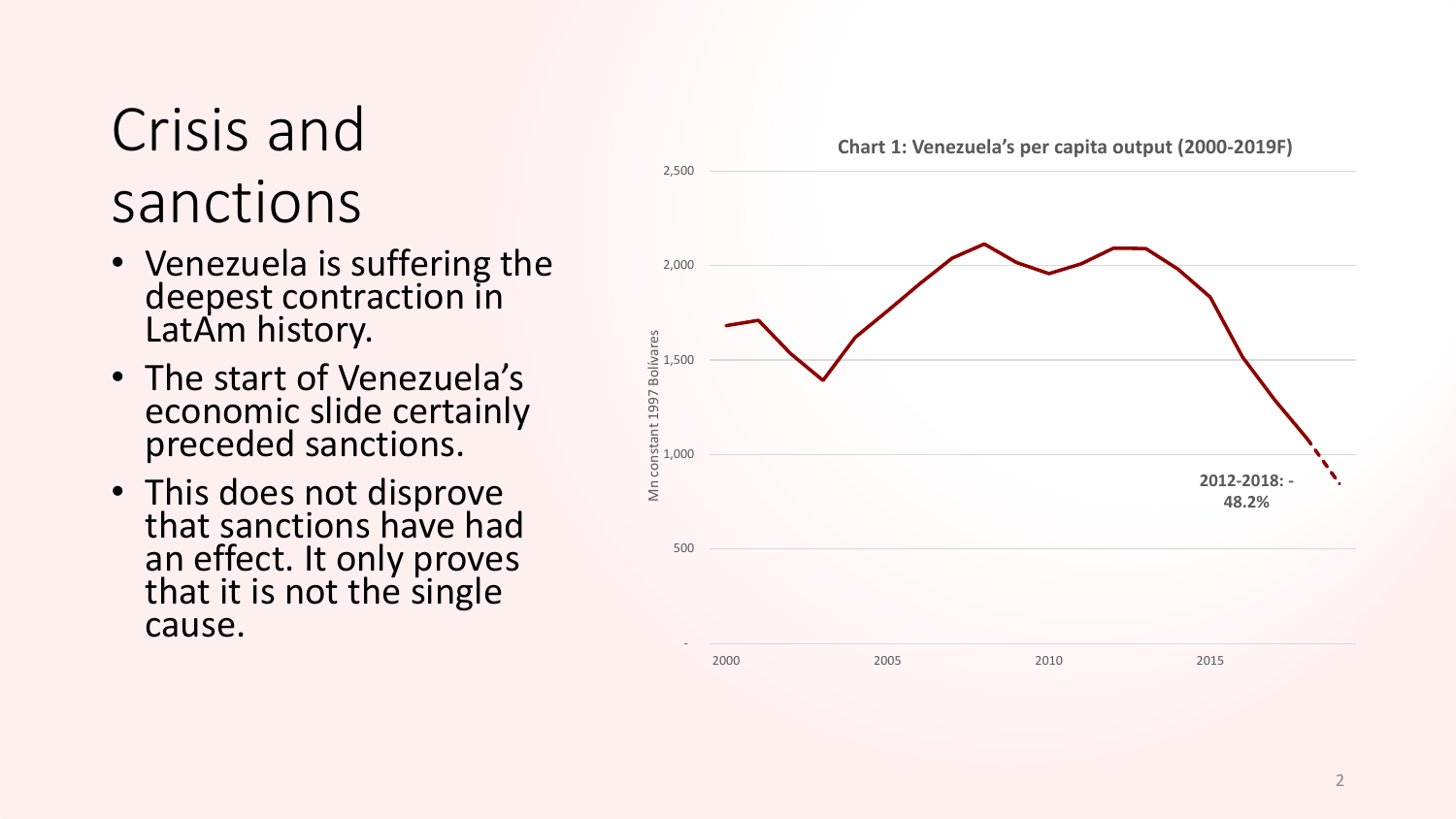# Crisis and sanctions

- Venezuela is suffering the deepest contraction in LatAm history.
- The start of Venezuela's economic slide certainly preceded sanctions.
- This does not disprove that sanctions have had an effect. It only proves that it is not the single cause.

**Chart 1: Venezuela's per capita output (2000-2019F)**

Mn constant 1997 Bolívares

**2012-2018: -48.2%**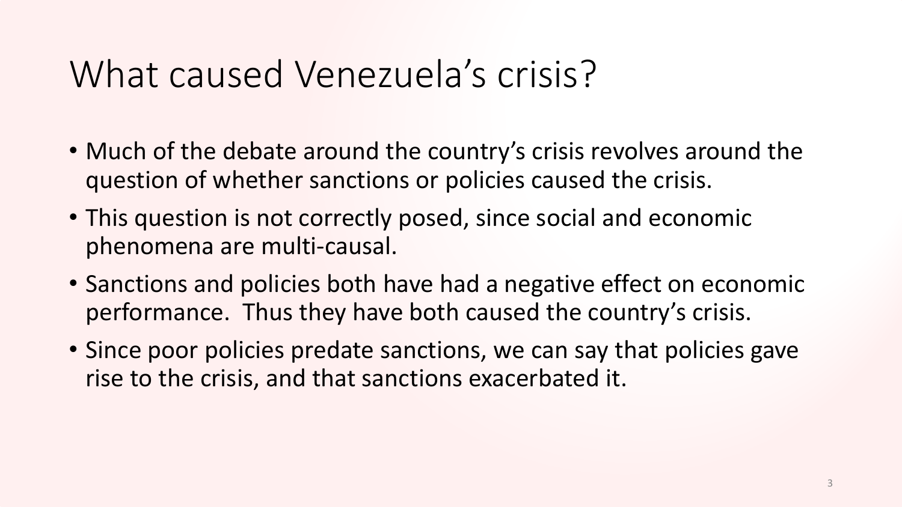# What caused Venezuela's crisis?

- Much of the debate around the country's crisis revolves around the question of whether sanctions or policies caused the crisis.
- This question is not correctly posed, since social and economic phenomena are multi-causal.
- Sanctions and policies both have had a negative effect on economic performance. Thus they have both caused the country's crisis.
- Since poor policies predate sanctions, we can say that policies gave rise to the crisis, and that sanctions exacerbated it.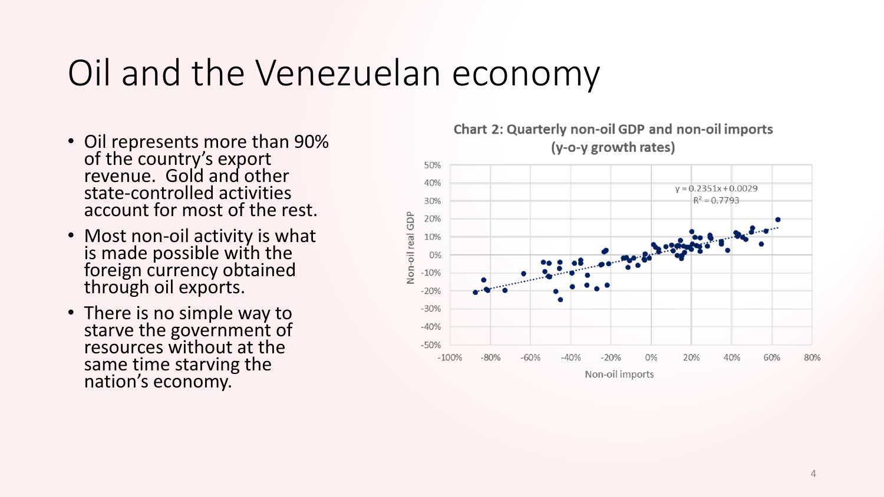# Oil and the Venezuelan economy

- Oil represents more than 90% of the country's export revenue. Gold and other state-controlled activities account for most of the rest.
- Most non-oil activity is what is made possible with the foreign currency obtained through oil exports.
- There is no simple way to starve the government of resources without at the same time starving the nation's economy.

**Chart 2: Quarterly non-oil GDP and non-oil imports (y-o-y growth rates)**

$y = 0.2351x + 0.0029$

$R^2 = 0.7793$

Non-oil real GDP

Non-oil imports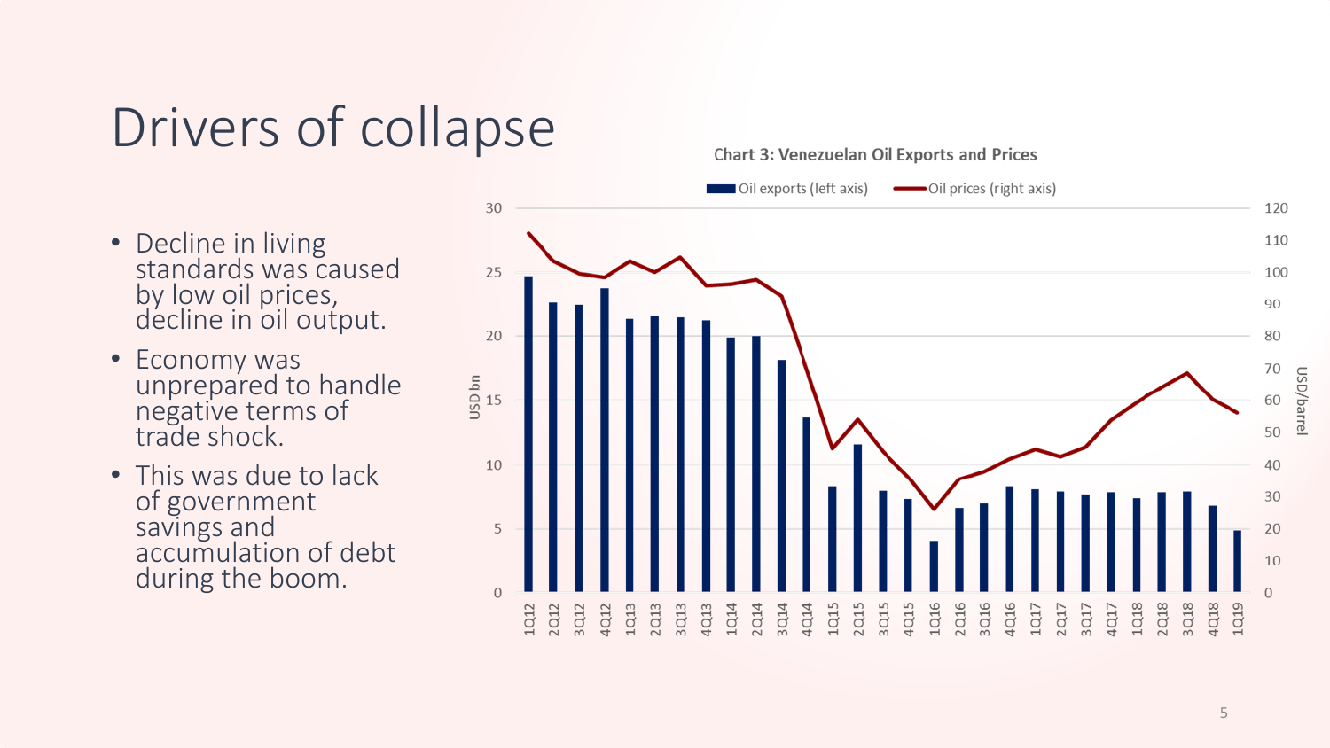# Drivers of collapse

- Decline in living standards was caused by low oil prices, decline in oil output.
- Economy was unprepared to handle negative terms of trade shock.
- This was due to lack of government savings and accumulation of debt during the boom.

**Chart 3: Venezuelan Oil Exports and Prices**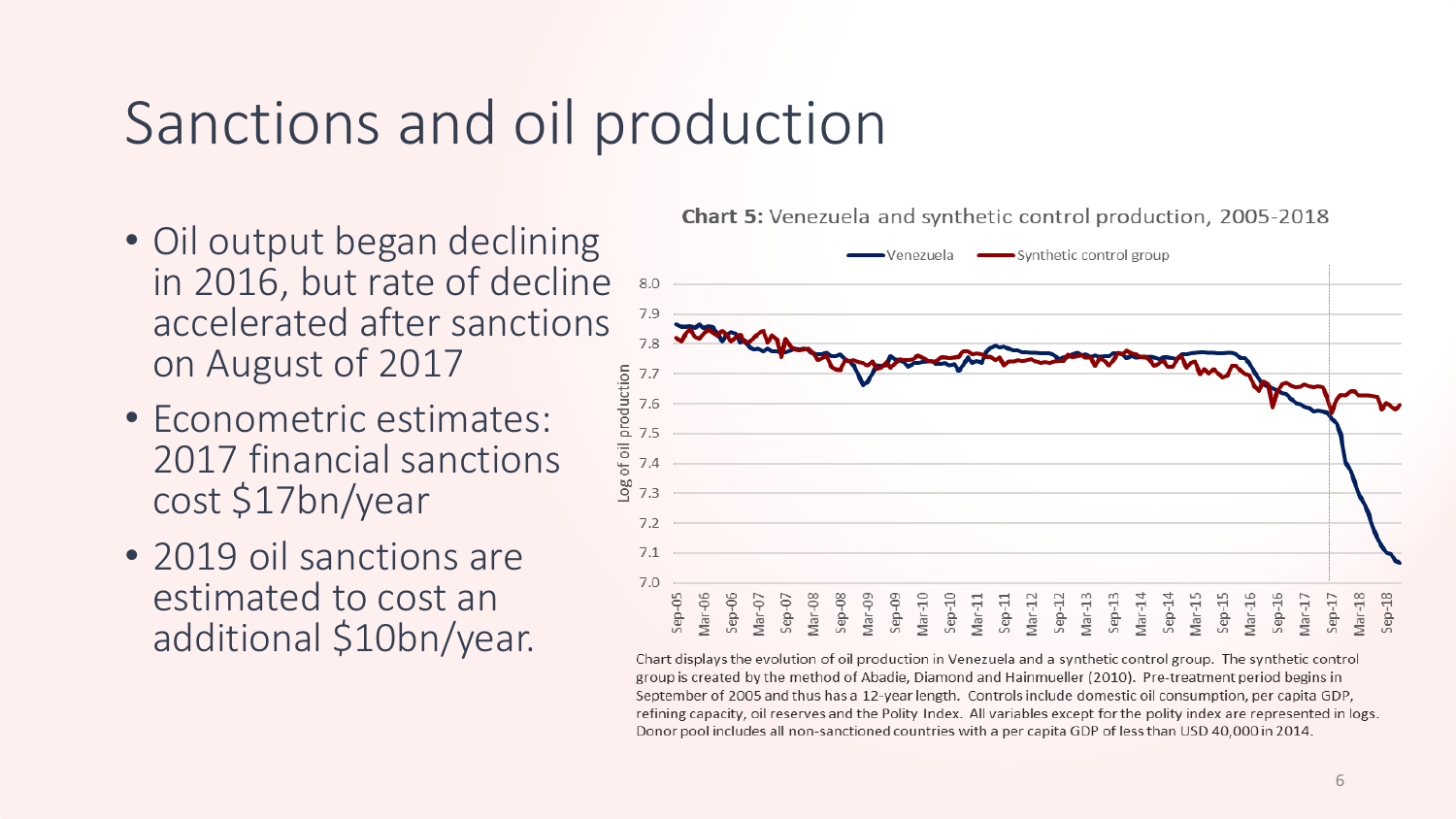# Sanctions and oil production

- Oil output began declining in 2016, but rate of decline accelerated after sanctions on August of 2017
- Econometric estimates: 2017 financial sanctions cost $17bn/year
- 2019 oil sanctions are estimated to cost an additional $10bn/year.

**Chart 5:** Venezuela and synthetic control production, 2005-2018

Chart displays the evolution of oil production in Venezuela and a synthetic control group. The synthetic control group is created by the method of Abadie, Diamond and Hainmueller (2010). Pre-treatment period begins in September of 2005 and thus has a 12-year length. Controls include domestic oil consumption, per capita GDP, refining capacity, oil reserves and the Polity Index. All variables except for the polity index are represented in logs. Donor pool includes all non-sanctioned countries with a per capita GDP of less than USD 40,000 in 2014.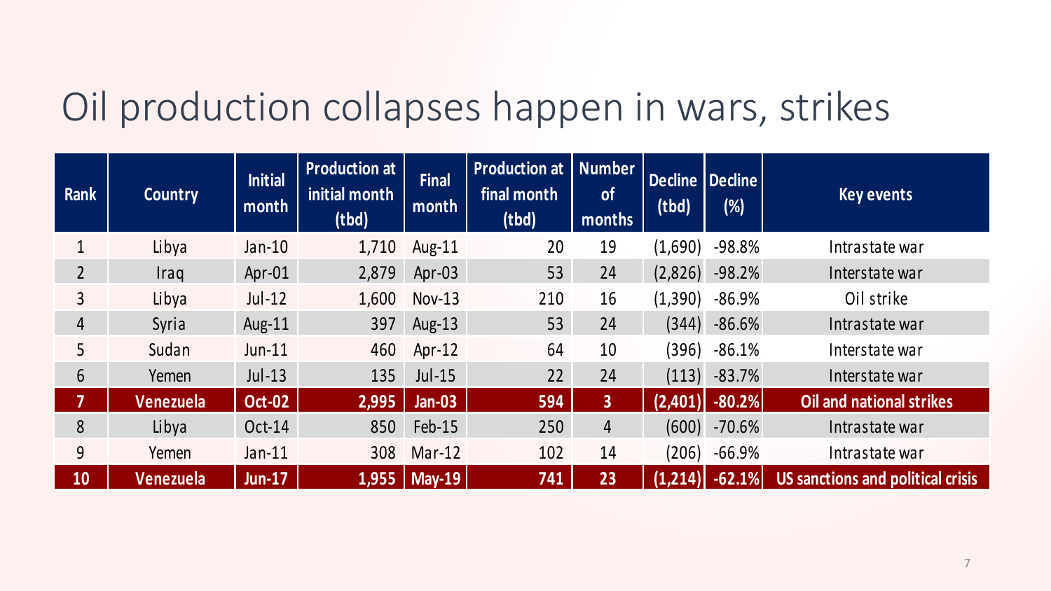# Oil production collapses happen in wars, strikes

| Rank | Country | Initial month | Production at initial month (tbd) | Final month | Production at final month (tbd) | Number of months | Decline (tbd) | Decline (%) | Key events |
|---|---|---|---|---|---|---|---|---|---|
| 1 | Libya | Jan-10 | 1,710 | Aug-11 | 20 | 19 | (1,690) | -98.8% | Intrastate war |
| 2 | Iraq | Apr-01 | 2,879 | Apr-03 | 53 | 24 | (2,826) | -98.2% | Interstate war |
| 3 | Libya | Jul-12 | 1,600 | Nov-13 | 210 | 16 | (1,390) | -86.9% | Oil strike |
| 4 | Syria | Aug-11 | 397 | Aug-13 | 53 | 24 | (344) | -86.6% | Intrastate war |
| 5 | Sudan | Jun-11 | 460 | Apr-12 | 64 | 10 | (396) | -86.1% | Interstate war |
| 6 | Yemen | Jul-13 | 135 | Jul-15 | 22 | 24 | (113) | -83.7% | Interstate war |
| **7** | **Venezuela** | **Oct-02** | **2,995** | **Jan-03** | **594** | **3** | **(2,401)** | **-80.2%** | **Oil and national strikes** |
| 8 | Libya | Oct-14 | 850 | Feb-15 | 250 | 4 | (600) | -70.6% | Intrastate war |
| 9 | Yemen | Jan-11 | 308 | Mar-12 | 102 | 14 | (206) | -66.9% | Intrastate war |
| **10** | **Venezuela** | **Jun-17** | **1,955** | **May-19** | **741** | **23** | **(1,214)** | **-62.1%** | **US sanctions and political crisis** |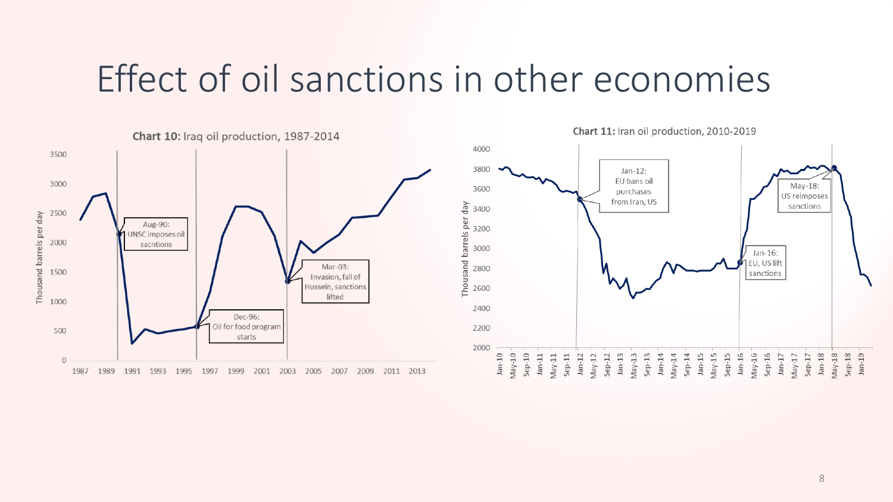# Effect of oil sanctions in other economies

**Chart 10:** Iraq oil production, 1987-2014

Thousand barrels per day

- Aug-90: UNSC imposes oil sacntions
- Dec-96: Oil for food program starts
- Mar-03: Invasion, fall of Hussein, sanctions lifted

**Chart 11:** Iran oil production, 2010-2019

Thousand barrels per day

- Jan-12: EU bans oil purchases from Iran, US
- Jan-16: EU, US lift sanctions
- May-18: US reimposes sanctions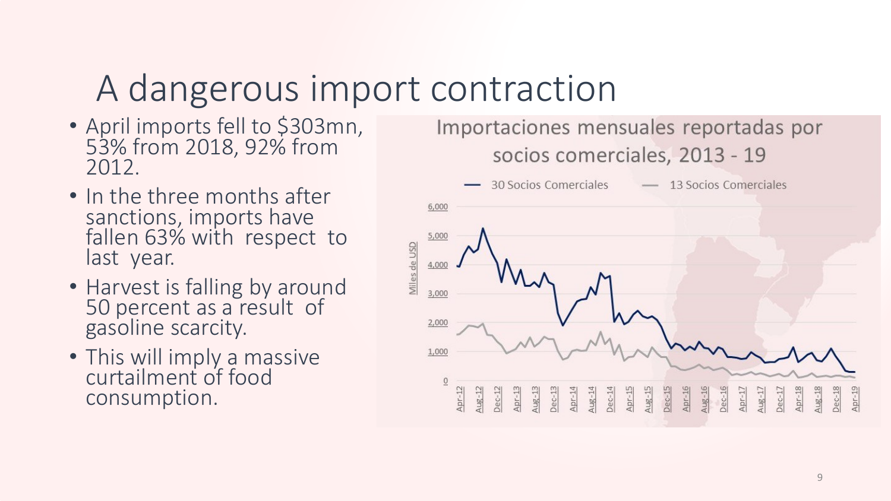# A dangerous import contraction

- April imports fell to $303mn, 53% from 2018, 92% from 2012.
- In the three months after sanctions, imports have fallen 63% with respect to last year.
- Harvest is falling by around 50 percent as a result of gasoline scarcity.
- This will imply a massive curtailment of food consumption.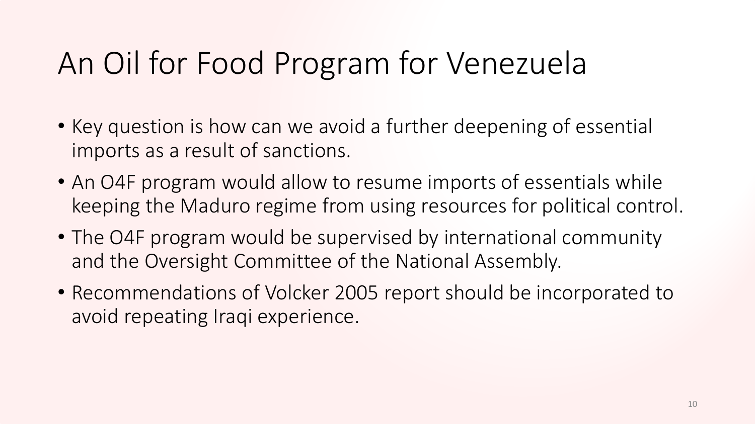# An Oil for Food Program for Venezuela

- Key question is how can we avoid a further deepening of essential imports as a result of sanctions.
- An O4F program would allow to resume imports of essentials while keeping the Maduro regime from using resources for political control.
- The O4F program would be supervised by international community and the Oversight Committee of the National Assembly.
- Recommendations of Volcker 2005 report should be incorporated to avoid repeating Iraqi experience.